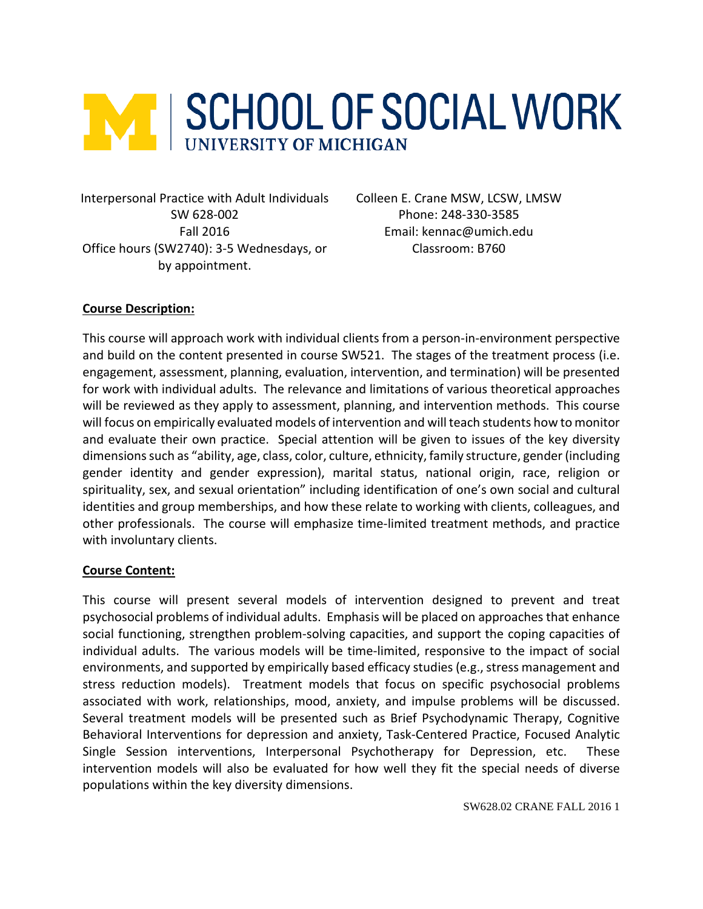# SCHOOL OF SOCIAL WORK
UNIVERSITY OF MICHIGAN

Interpersonal Practice with Adult Individuals
SW 628-002
Fall 2016
Office hours (SW2740): 3-5 Wednesdays, or by appointment.

Colleen E. Crane MSW, LCSW, LMSW
Phone: 248-330-3585
Email: kennac@umich.edu
Classroom: B760

**Course Description:**

This course will approach work with individual clients from a person-in-environment perspective and build on the content presented in course SW521. The stages of the treatment process (i.e. engagement, assessment, planning, evaluation, intervention, and termination) will be presented for work with individual adults. The relevance and limitations of various theoretical approaches will be reviewed as they apply to assessment, planning, and intervention methods. This course will focus on empirically evaluated models of intervention and will teach students how to monitor and evaluate their own practice. Special attention will be given to issues of the key diversity dimensions such as "ability, age, class, color, culture, ethnicity, family structure, gender (including gender identity and gender expression), marital status, national origin, race, religion or spirituality, sex, and sexual orientation" including identification of one's own social and cultural identities and group memberships, and how these relate to working with clients, colleagues, and other professionals. The course will emphasize time-limited treatment methods, and practice with involuntary clients.

**Course Content:**

This course will present several models of intervention designed to prevent and treat psychosocial problems of individual adults. Emphasis will be placed on approaches that enhance social functioning, strengthen problem-solving capacities, and support the coping capacities of individual adults. The various models will be time-limited, responsive to the impact of social environments, and supported by empirically based efficacy studies (e.g., stress management and stress reduction models). Treatment models that focus on specific psychosocial problems associated with work, relationships, mood, anxiety, and impulse problems will be discussed. Several treatment models will be presented such as Brief Psychodynamic Therapy, Cognitive Behavioral Interventions for depression and anxiety, Task-Centered Practice, Focused Analytic Single Session interventions, Interpersonal Psychotherapy for Depression, etc. These intervention models will also be evaluated for how well they fit the special needs of diverse populations within the key diversity dimensions.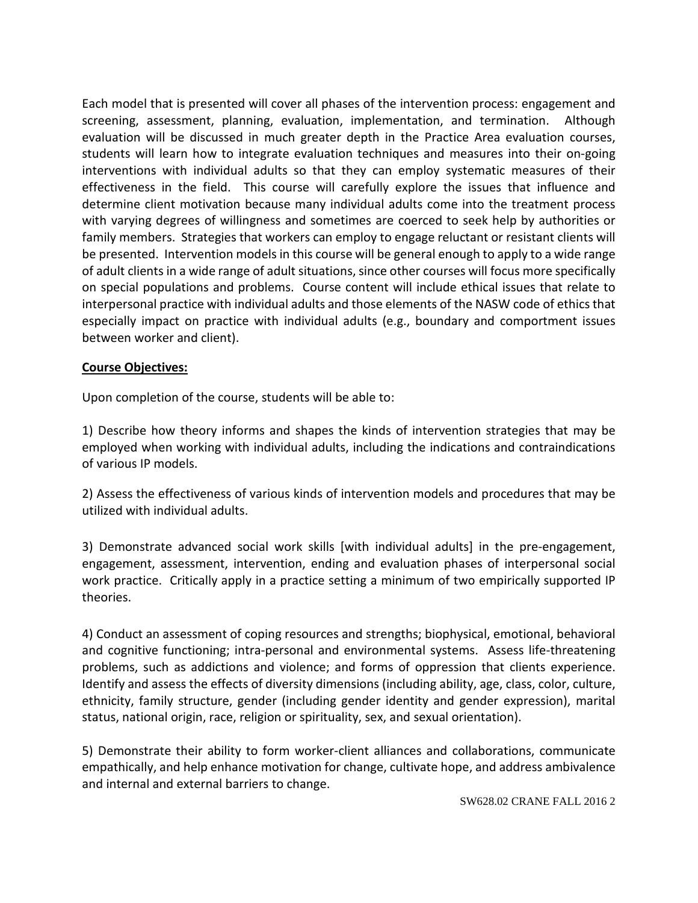Each model that is presented will cover all phases of the intervention process: engagement and screening, assessment, planning, evaluation, implementation, and termination. Although evaluation will be discussed in much greater depth in the Practice Area evaluation courses, students will learn how to integrate evaluation techniques and measures into their on-going interventions with individual adults so that they can employ systematic measures of their effectiveness in the field. This course will carefully explore the issues that influence and determine client motivation because many individual adults come into the treatment process with varying degrees of willingness and sometimes are coerced to seek help by authorities or family members. Strategies that workers can employ to engage reluctant or resistant clients will be presented. Intervention models in this course will be general enough to apply to a wide range of adult clients in a wide range of adult situations, since other courses will focus more specifically on special populations and problems. Course content will include ethical issues that relate to interpersonal practice with individual adults and those elements of the NASW code of ethics that especially impact on practice with individual adults (e.g., boundary and comportment issues between worker and client).

**Course Objectives:**

Upon completion of the course, students will be able to:

1) Describe how theory informs and shapes the kinds of intervention strategies that may be employed when working with individual adults, including the indications and contraindications of various IP models.

2) Assess the effectiveness of various kinds of intervention models and procedures that may be utilized with individual adults.

3) Demonstrate advanced social work skills [with individual adults] in the pre-engagement, engagement, assessment, intervention, ending and evaluation phases of interpersonal social work practice. Critically apply in a practice setting a minimum of two empirically supported IP theories.

4) Conduct an assessment of coping resources and strengths; biophysical, emotional, behavioral and cognitive functioning; intra-personal and environmental systems. Assess life-threatening problems, such as addictions and violence; and forms of oppression that clients experience. Identify and assess the effects of diversity dimensions (including ability, age, class, color, culture, ethnicity, family structure, gender (including gender identity and gender expression), marital status, national origin, race, religion or spirituality, sex, and sexual orientation).

5) Demonstrate their ability to form worker-client alliances and collaborations, communicate empathically, and help enhance motivation for change, cultivate hope, and address ambivalence and internal and external barriers to change.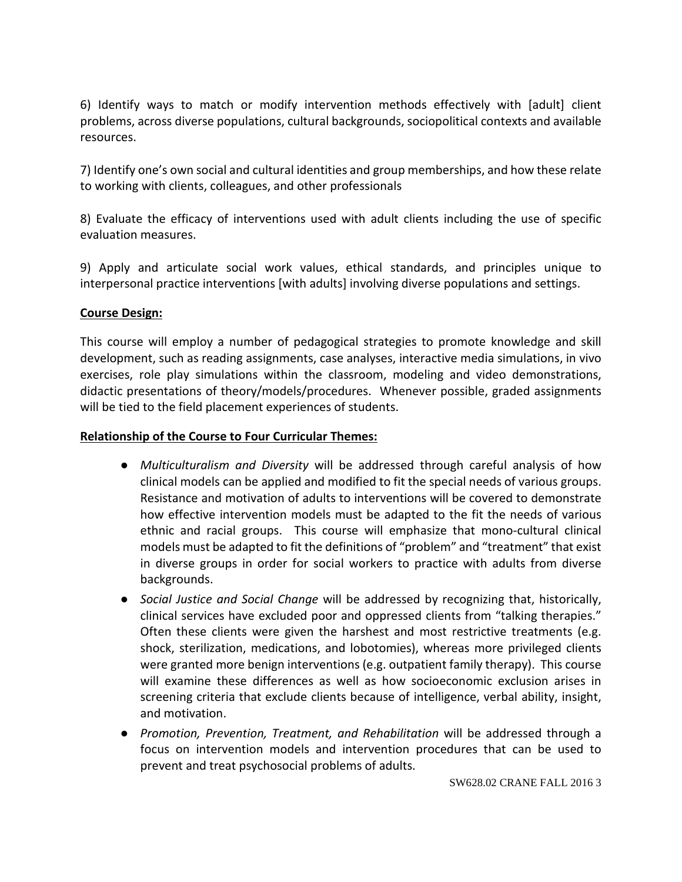6) Identify ways to match or modify intervention methods effectively with [adult] client problems, across diverse populations, cultural backgrounds, sociopolitical contexts and available resources.

7) Identify one's own social and cultural identities and group memberships, and how these relate to working with clients, colleagues, and other professionals

8) Evaluate the efficacy of interventions used with adult clients including the use of specific evaluation measures.

9) Apply and articulate social work values, ethical standards, and principles unique to interpersonal practice interventions [with adults] involving diverse populations and settings.

**Course Design:**

This course will employ a number of pedagogical strategies to promote knowledge and skill development, such as reading assignments, case analyses, interactive media simulations, in vivo exercises, role play simulations within the classroom, modeling and video demonstrations, didactic presentations of theory/models/procedures. Whenever possible, graded assignments will be tied to the field placement experiences of students.

**Relationship of the Course to Four Curricular Themes:**

- *Multiculturalism and Diversity* will be addressed through careful analysis of how clinical models can be applied and modified to fit the special needs of various groups. Resistance and motivation of adults to interventions will be covered to demonstrate how effective intervention models must be adapted to the fit the needs of various ethnic and racial groups. This course will emphasize that mono-cultural clinical models must be adapted to fit the definitions of "problem" and "treatment" that exist in diverse groups in order for social workers to practice with adults from diverse backgrounds.
- *Social Justice and Social Change* will be addressed by recognizing that, historically, clinical services have excluded poor and oppressed clients from "talking therapies." Often these clients were given the harshest and most restrictive treatments (e.g. shock, sterilization, medications, and lobotomies), whereas more privileged clients were granted more benign interventions (e.g. outpatient family therapy). This course will examine these differences as well as how socioeconomic exclusion arises in screening criteria that exclude clients because of intelligence, verbal ability, insight, and motivation.
- *Promotion, Prevention, Treatment, and Rehabilitation* will be addressed through a focus on intervention models and intervention procedures that can be used to prevent and treat psychosocial problems of adults.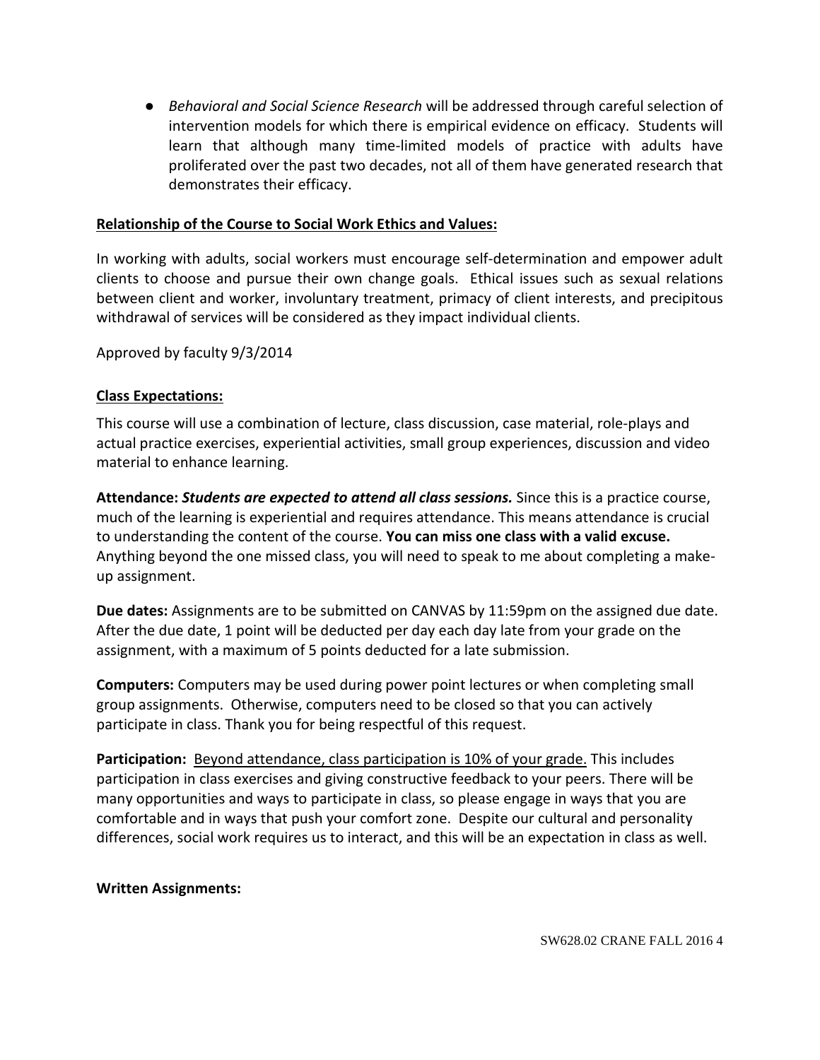- *Behavioral and Social Science Research* will be addressed through careful selection of intervention models for which there is empirical evidence on efficacy. Students will learn that although many time-limited models of practice with adults have proliferated over the past two decades, not all of them have generated research that demonstrates their efficacy.

**Relationship of the Course to Social Work Ethics and Values:**

In working with adults, social workers must encourage self-determination and empower adult clients to choose and pursue their own change goals. Ethical issues such as sexual relations between client and worker, involuntary treatment, primacy of client interests, and precipitous withdrawal of services will be considered as they impact individual clients.

Approved by faculty 9/3/2014

**Class Expectations:**

This course will use a combination of lecture, class discussion, case material, role-plays and actual practice exercises, experiential activities, small group experiences, discussion and video material to enhance learning.

**Attendance:** ***Students are expected to attend all class sessions.*** Since this is a practice course, much of the learning is experiential and requires attendance. This means attendance is crucial to understanding the content of the course. **You can miss one class with a valid excuse.** Anything beyond the one missed class, you will need to speak to me about completing a make-up assignment.

**Due dates:** Assignments are to be submitted on CANVAS by 11:59pm on the assigned due date. After the due date, 1 point will be deducted per day each day late from your grade on the assignment, with a maximum of 5 points deducted for a late submission.

**Computers:** Computers may be used during power point lectures or when completing small group assignments. Otherwise, computers need to be closed so that you can actively participate in class. Thank you for being respectful of this request.

**Participation:** Beyond attendance, class participation is 10% of your grade. This includes participation in class exercises and giving constructive feedback to your peers. There will be many opportunities and ways to participate in class, so please engage in ways that you are comfortable and in ways that push your comfort zone. Despite our cultural and personality differences, social work requires us to interact, and this will be an expectation in class as well.

**Written Assignments:**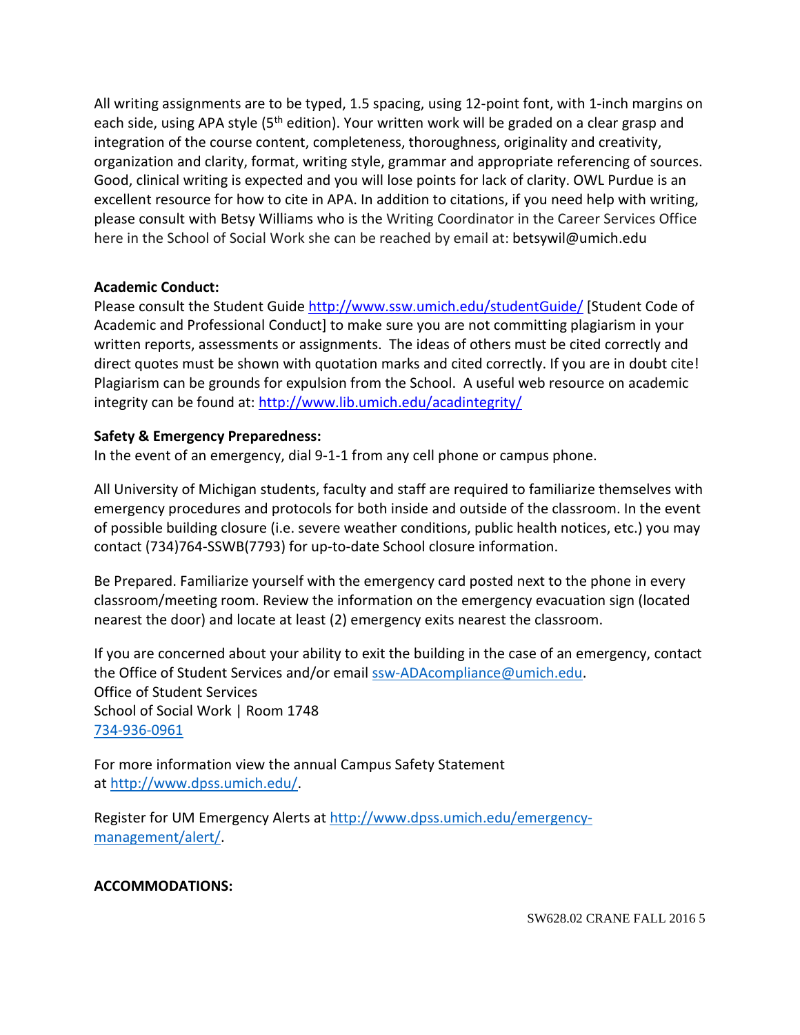All writing assignments are to be typed, 1.5 spacing, using 12-point font, with 1-inch margins on each side, using APA style (5th edition). Your written work will be graded on a clear grasp and integration of the course content, completeness, thoroughness, originality and creativity, organization and clarity, format, writing style, grammar and appropriate referencing of sources. Good, clinical writing is expected and you will lose points for lack of clarity. OWL Purdue is an excellent resource for how to cite in APA. In addition to citations, if you need help with writing, please consult with Betsy Williams who is the Writing Coordinator in the Career Services Office here in the School of Social Work she can be reached by email at: betsywil@umich.edu

**Academic Conduct:**
Please consult the Student Guide http://www.ssw.umich.edu/studentGuide/ [Student Code of Academic and Professional Conduct] to make sure you are not committing plagiarism in your written reports, assessments or assignments. The ideas of others must be cited correctly and direct quotes must be shown with quotation marks and cited correctly. If you are in doubt cite! Plagiarism can be grounds for expulsion from the School. A useful web resource on academic integrity can be found at: http://www.lib.umich.edu/acadintegrity/

**Safety & Emergency Preparedness:**
In the event of an emergency, dial 9-1-1 from any cell phone or campus phone.

All University of Michigan students, faculty and staff are required to familiarize themselves with emergency procedures and protocols for both inside and outside of the classroom. In the event of possible building closure (i.e. severe weather conditions, public health notices, etc.) you may contact (734)764-SSWB(7793) for up-to-date School closure information.

Be Prepared. Familiarize yourself with the emergency card posted next to the phone in every classroom/meeting room. Review the information on the emergency evacuation sign (located nearest the door) and locate at least (2) emergency exits nearest the classroom.

If you are concerned about your ability to exit the building in the case of an emergency, contact the Office of Student Services and/or email ssw-ADAcompliance@umich.edu.
Office of Student Services
School of Social Work | Room 1748
734-936-0961

For more information view the annual Campus Safety Statement at http://www.dpss.umich.edu/.

Register for UM Emergency Alerts at http://www.dpss.umich.edu/emergency-management/alert/.

**ACCOMMODATIONS:**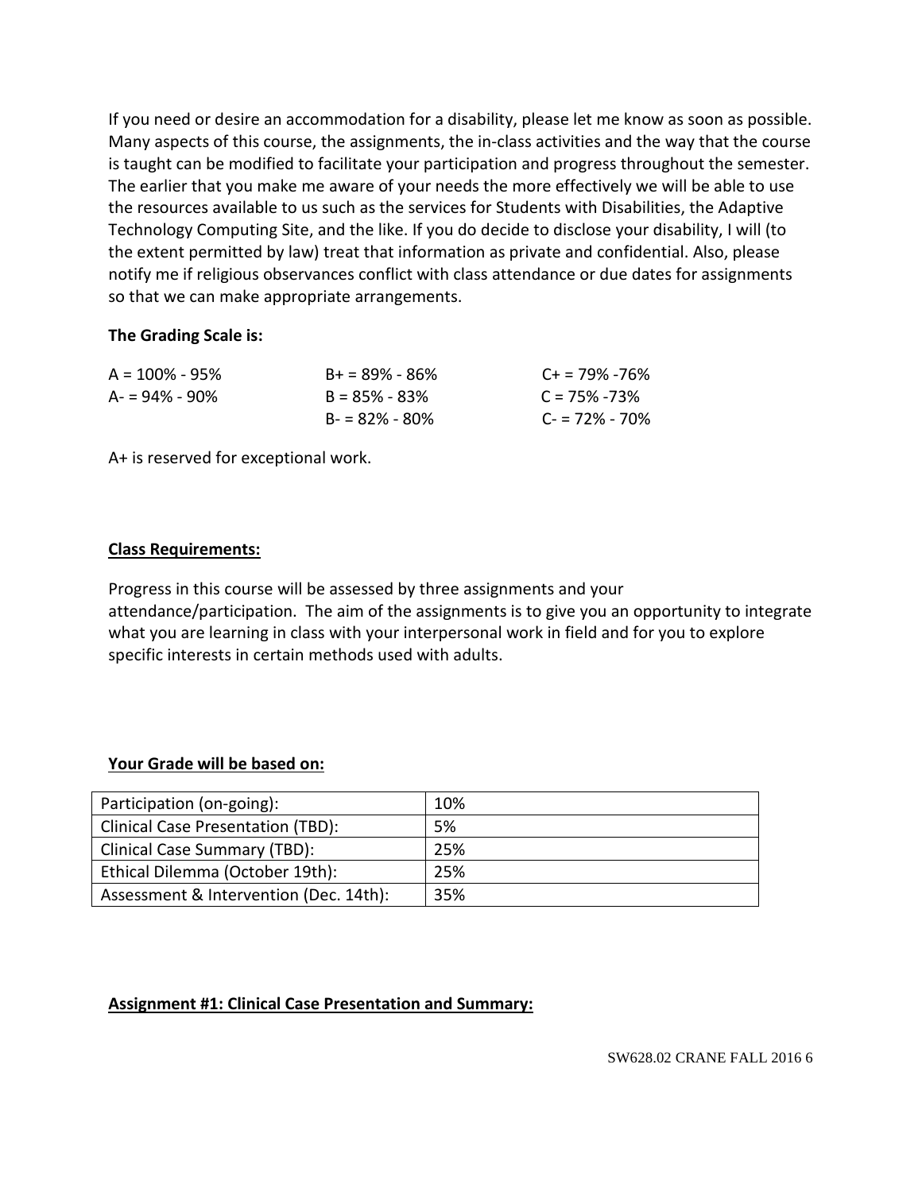If you need or desire an accommodation for a disability, please let me know as soon as possible. Many aspects of this course, the assignments, the in-class activities and the way that the course is taught can be modified to facilitate your participation and progress throughout the semester. The earlier that you make me aware of your needs the more effectively we will be able to use the resources available to us such as the services for Students with Disabilities, the Adaptive Technology Computing Site, and the like. If you do decide to disclose your disability, I will (to the extent permitted by law) treat that information as private and confidential. Also, please notify me if religious observances conflict with class attendance or due dates for assignments so that we can make appropriate arrangements.

**The Grading Scale is:**

| | | |
|---|---|---|
| A = 100% - 95% | B+ = 89% - 86% | C+ = 79% -76% |
| A- = 94% - 90% | B = 85% - 83% | C = 75% -73% |
| | B- = 82% - 80% | C- = 72% - 70% |

A+ is reserved for exceptional work.

**Class Requirements:**

Progress in this course will be assessed by three assignments and your attendance/participation. The aim of the assignments is to give you an opportunity to integrate what you are learning in class with your interpersonal work in field and for you to explore specific interests in certain methods used with adults.

**Your Grade will be based on:**

| | |
|---|---|
| Participation (on-going): | 10% |
| Clinical Case Presentation (TBD): | 5% |
| Clinical Case Summary (TBD): | 25% |
| Ethical Dilemma (October 19th): | 25% |
| Assessment & Intervention (Dec. 14th): | 35% |

**Assignment #1: Clinical Case Presentation and Summary:**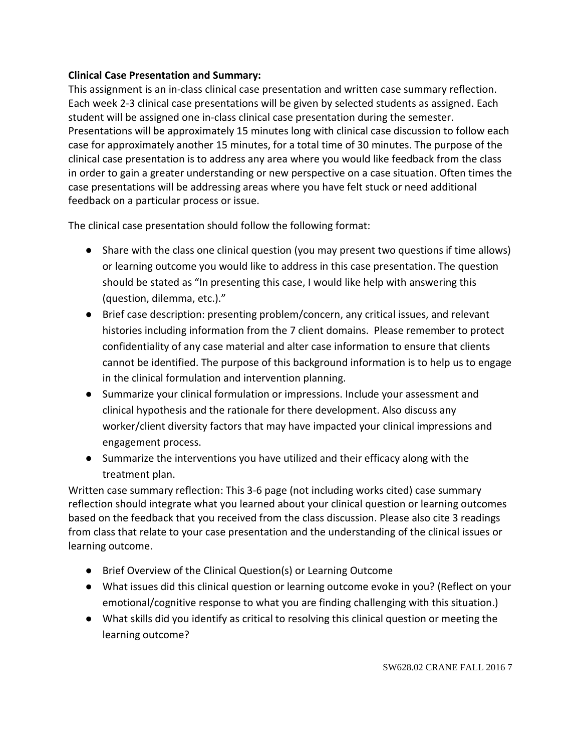**Clinical Case Presentation and Summary:**
This assignment is an in-class clinical case presentation and written case summary reflection. Each week 2-3 clinical case presentations will be given by selected students as assigned. Each student will be assigned one in-class clinical case presentation during the semester. Presentations will be approximately 15 minutes long with clinical case discussion to follow each case for approximately another 15 minutes, for a total time of 30 minutes. The purpose of the clinical case presentation is to address any area where you would like feedback from the class in order to gain a greater understanding or new perspective on a case situation. Often times the case presentations will be addressing areas where you have felt stuck or need additional feedback on a particular process or issue.

The clinical case presentation should follow the following format:

- Share with the class one clinical question (you may present two questions if time allows) or learning outcome you would like to address in this case presentation. The question should be stated as "In presenting this case, I would like help with answering this (question, dilemma, etc.)."
- Brief case description: presenting problem/concern, any critical issues, and relevant histories including information from the 7 client domains. Please remember to protect confidentiality of any case material and alter case information to ensure that clients cannot be identified. The purpose of this background information is to help us to engage in the clinical formulation and intervention planning.
- Summarize your clinical formulation or impressions. Include your assessment and clinical hypothesis and the rationale for there development. Also discuss any worker/client diversity factors that may have impacted your clinical impressions and engagement process.
- Summarize the interventions you have utilized and their efficacy along with the treatment plan.

Written case summary reflection: This 3-6 page (not including works cited) case summary reflection should integrate what you learned about your clinical question or learning outcomes based on the feedback that you received from the class discussion. Please also cite 3 readings from class that relate to your case presentation and the understanding of the clinical issues or learning outcome.

- Brief Overview of the Clinical Question(s) or Learning Outcome
- What issues did this clinical question or learning outcome evoke in you? (Reflect on your emotional/cognitive response to what you are finding challenging with this situation.)
- What skills did you identify as critical to resolving this clinical question or meeting the learning outcome?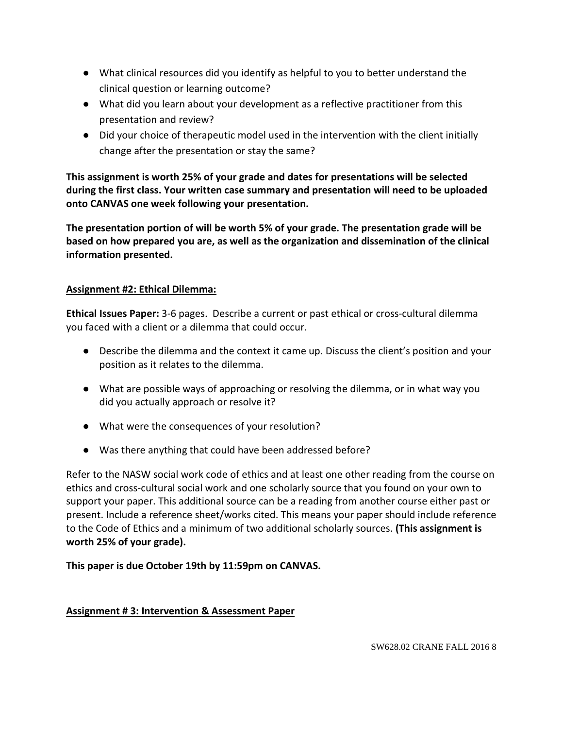- What clinical resources did you identify as helpful to you to better understand the clinical question or learning outcome?
- What did you learn about your development as a reflective practitioner from this presentation and review?
- Did your choice of therapeutic model used in the intervention with the client initially change after the presentation or stay the same?

**This assignment is worth 25% of your grade and dates for presentations will be selected during the first class. Your written case summary and presentation will need to be uploaded onto CANVAS one week following your presentation.**

**The presentation portion of will be worth 5% of your grade. The presentation grade will be based on how prepared you are, as well as the organization and dissemination of the clinical information presented.**

**<u>Assignment #2: Ethical Dilemma:</u>**

**Ethical Issues Paper:** 3-6 pages. Describe a current or past ethical or cross-cultural dilemma you faced with a client or a dilemma that could occur.

- Describe the dilemma and the context it came up. Discuss the client's position and your position as it relates to the dilemma.
- What are possible ways of approaching or resolving the dilemma, or in what way you did you actually approach or resolve it?
- What were the consequences of your resolution?
- Was there anything that could have been addressed before?

Refer to the NASW social work code of ethics and at least one other reading from the course on ethics and cross-cultural social work and one scholarly source that you found on your own to support your paper. This additional source can be a reading from another course either past or present. Include a reference sheet/works cited. This means your paper should include reference to the Code of Ethics and a minimum of two additional scholarly sources. **(This assignment is worth 25% of your grade).**

**This paper is due October 19th by 11:59pm on CANVAS.**

**<u>Assignment # 3: Intervention & Assessment Paper</u>**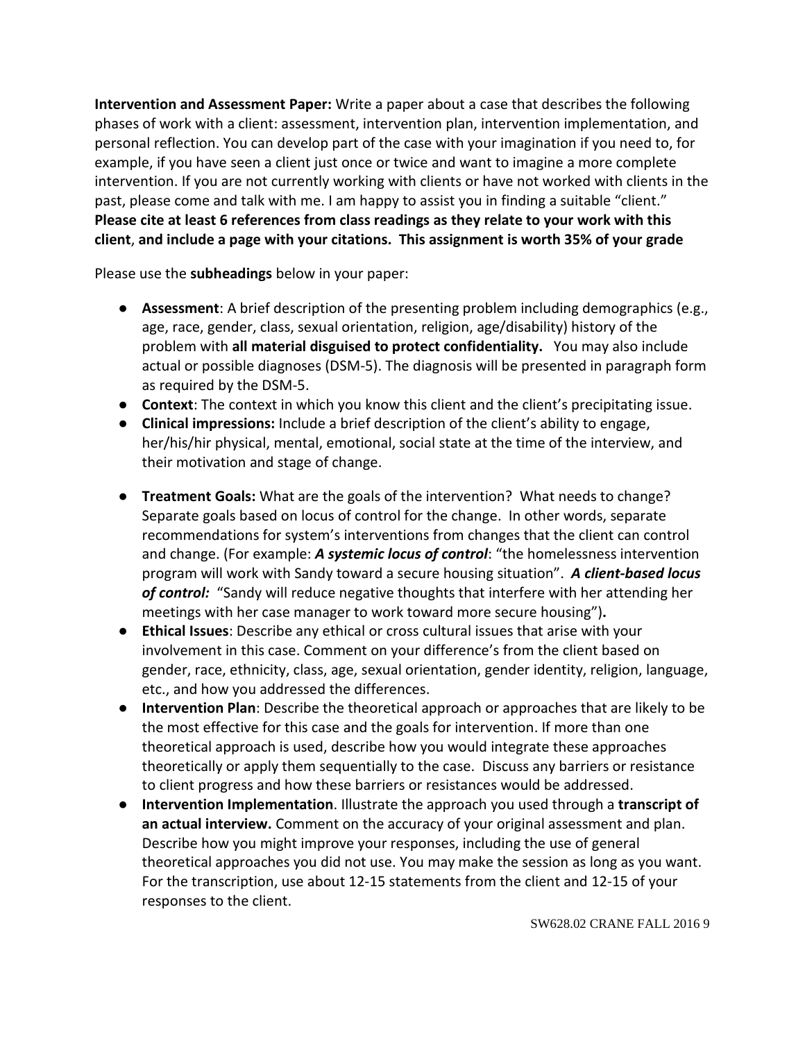**Intervention and Assessment Paper:** Write a paper about a case that describes the following phases of work with a client: assessment, intervention plan, intervention implementation, and personal reflection. You can develop part of the case with your imagination if you need to, for example, if you have seen a client just once or twice and want to imagine a more complete intervention. If you are not currently working with clients or have not worked with clients in the past, please come and talk with me. I am happy to assist you in finding a suitable "client." **Please cite at least 6 references from class readings as they relate to your work with this client**, **and include a page with your citations. This assignment is worth 35% of your grade**

Please use the **subheadings** below in your paper:

- **Assessment**: A brief description of the presenting problem including demographics (e.g., age, race, gender, class, sexual orientation, religion, age/disability) history of the problem with **all material disguised to protect confidentiality.** You may also include actual or possible diagnoses (DSM-5). The diagnosis will be presented in paragraph form as required by the DSM-5.
- **Context**: The context in which you know this client and the client's precipitating issue.
- **Clinical impressions:** Include a brief description of the client's ability to engage, her/his/hir physical, mental, emotional, social state at the time of the interview, and their motivation and stage of change.
- **Treatment Goals:** What are the goals of the intervention? What needs to change? Separate goals based on locus of control for the change. In other words, separate recommendations for system's interventions from changes that the client can control and change. (For example: ***A systemic locus of control***: "the homelessness intervention program will work with Sandy toward a secure housing situation". ***A client-based locus of control:*** "Sandy will reduce negative thoughts that interfere with her attending her meetings with her case manager to work toward more secure housing")**.**
- **Ethical Issues**: Describe any ethical or cross cultural issues that arise with your involvement in this case. Comment on your difference's from the client based on gender, race, ethnicity, class, age, sexual orientation, gender identity, religion, language, etc., and how you addressed the differences.
- **Intervention Plan**: Describe the theoretical approach or approaches that are likely to be the most effective for this case and the goals for intervention. If more than one theoretical approach is used, describe how you would integrate these approaches theoretically or apply them sequentially to the case. Discuss any barriers or resistance to client progress and how these barriers or resistances would be addressed.
- **Intervention Implementation**. Illustrate the approach you used through a **transcript of an actual interview.** Comment on the accuracy of your original assessment and plan. Describe how you might improve your responses, including the use of general theoretical approaches you did not use. You may make the session as long as you want. For the transcription, use about 12-15 statements from the client and 12-15 of your responses to the client.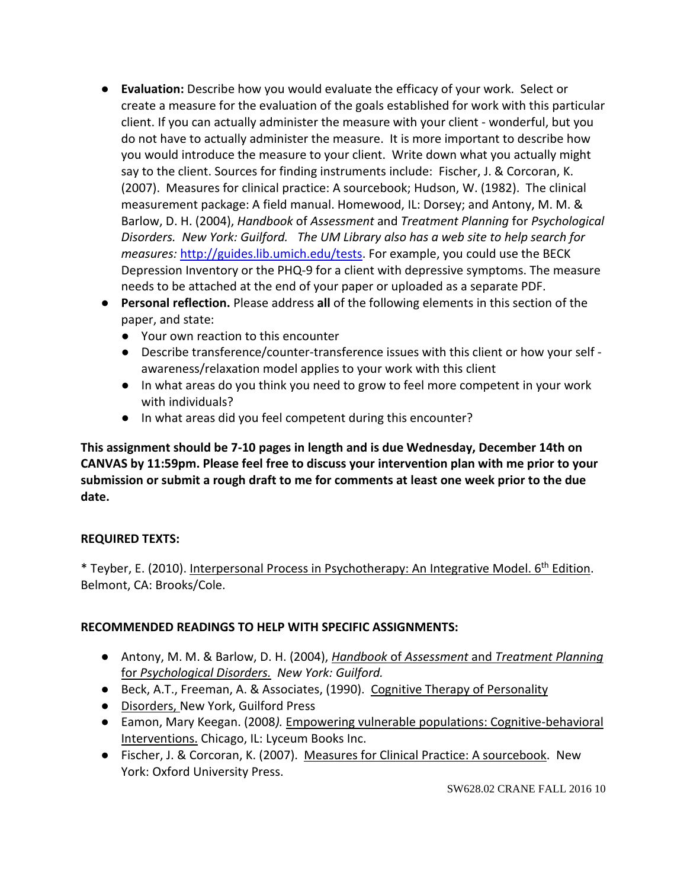- **Evaluation:** Describe how you would evaluate the efficacy of your work. Select or create a measure for the evaluation of the goals established for work with this particular client. If you can actually administer the measure with your client - wonderful, but you do not have to actually administer the measure. It is more important to describe how you would introduce the measure to your client. Write down what you actually might say to the client. Sources for finding instruments include: Fischer, J. & Corcoran, K. (2007). Measures for clinical practice: A sourcebook; Hudson, W. (1982). The clinical measurement package: A field manual. Homewood, IL: Dorsey; and Antony, M. M. & Barlow, D. H. (2004), *Handbook* of *Assessment* and *Treatment Planning* for *Psychological Disorders. New York: Guilford. The UM Library also has a web site to help search for measures:* http://guides.lib.umich.edu/tests. For example, you could use the BECK Depression Inventory or the PHQ-9 for a client with depressive symptoms. The measure needs to be attached at the end of your paper or uploaded as a separate PDF.
- **Personal reflection.** Please address **all** of the following elements in this section of the paper, and state:
  - Your own reaction to this encounter
  - Describe transference/counter-transference issues with this client or how your self - awareness/relaxation model applies to your work with this client
  - In what areas do you think you need to grow to feel more competent in your work with individuals?
  - In what areas did you feel competent during this encounter?

**This assignment should be 7-10 pages in length and is due Wednesday, December 14th on CANVAS by 11:59pm. Please feel free to discuss your intervention plan with me prior to your submission or submit a rough draft to me for comments at least one week prior to the due date.**

**REQUIRED TEXTS:**

* Teyber, E. (2010). Interpersonal Process in Psychotherapy: An Integrative Model. 6th Edition. Belmont, CA: Brooks/Cole.

**RECOMMENDED READINGS TO HELP WITH SPECIFIC ASSIGNMENTS:**

- Antony, M. M. & Barlow, D. H. (2004), *Handbook* of *Assessment* and *Treatment Planning* for *Psychological Disorders. New York: Guilford.*
- Beck, A.T., Freeman, A. & Associates, (1990). Cognitive Therapy of Personality
- Disorders, New York, Guilford Press
- Eamon, Mary Keegan. (2008*).* Empowering vulnerable populations: Cognitive-behavioral Interventions. Chicago, IL: Lyceum Books Inc.
- Fischer, J. & Corcoran, K. (2007). Measures for Clinical Practice: A sourcebook. New York: Oxford University Press.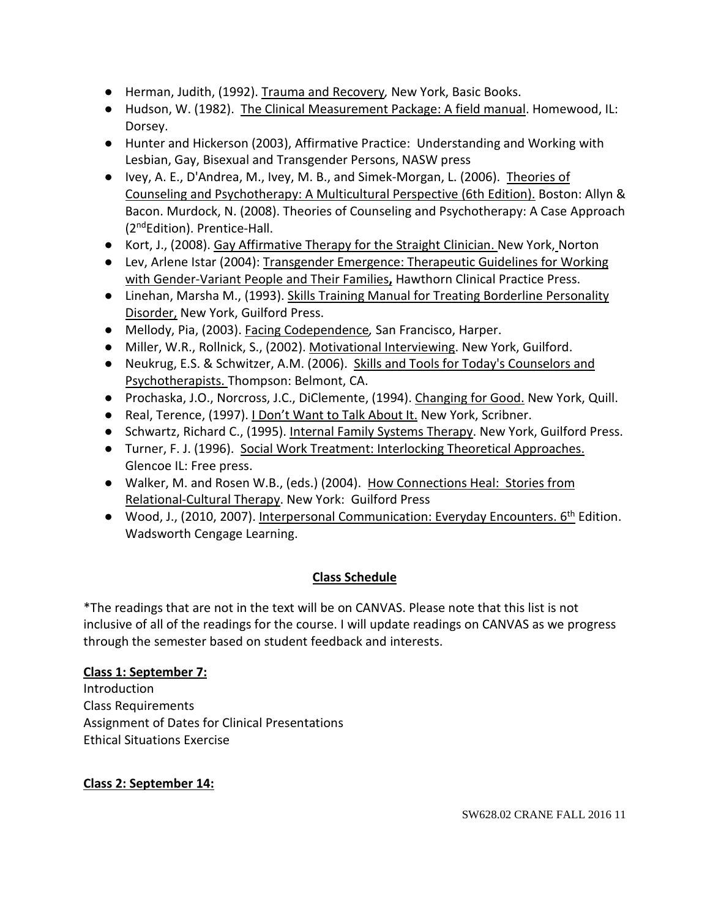- Herman, Judith, (1992). Trauma and Recovery, New York, Basic Books.
- Hudson, W. (1982). The Clinical Measurement Package: A field manual. Homewood, IL: Dorsey.
- Hunter and Hickerson (2003), Affirmative Practice: Understanding and Working with Lesbian, Gay, Bisexual and Transgender Persons, NASW press
- Ivey, A. E., D'Andrea, M., Ivey, M. B., and Simek-Morgan, L. (2006). Theories of Counseling and Psychotherapy: A Multicultural Perspective (6th Edition). Boston: Allyn & Bacon. Murdock, N. (2008). Theories of Counseling and Psychotherapy: A Case Approach (2nd Edition). Prentice-Hall.
- Kort, J., (2008). Gay Affirmative Therapy for the Straight Clinician. New York, Norton
- Lev, Arlene Istar (2004): Transgender Emergence: Therapeutic Guidelines for Working with Gender-Variant People and Their Families, Hawthorn Clinical Practice Press.
- Linehan, Marsha M., (1993). Skills Training Manual for Treating Borderline Personality Disorder, New York, Guilford Press.
- Mellody, Pia, (2003). Facing Codependence, San Francisco, Harper.
- Miller, W.R., Rollnick, S., (2002). Motivational Interviewing. New York, Guilford.
- Neukrug, E.S. & Schwitzer, A.M. (2006). Skills and Tools for Today's Counselors and Psychotherapists. Thompson: Belmont, CA.
- Prochaska, J.O., Norcross, J.C., DiClemente, (1994). Changing for Good. New York, Quill.
- Real, Terence, (1997). I Don't Want to Talk About It. New York, Scribner.
- Schwartz, Richard C., (1995). Internal Family Systems Therapy. New York, Guilford Press.
- Turner, F. J. (1996). Social Work Treatment: Interlocking Theoretical Approaches. Glencoe IL: Free press.
- Walker, M. and Rosen W.B., (eds.) (2004). How Connections Heal: Stories from Relational-Cultural Therapy. New York: Guilford Press
- Wood, J., (2010, 2007). Interpersonal Communication: Everyday Encounters. 6th Edition. Wadsworth Cengage Learning.

## Class Schedule

*The readings that are not in the text will be on CANVAS. Please note that this list is not inclusive of all of the readings for the course. I will update readings on CANVAS as we progress through the semester based on student feedback and interests.

**Class 1: September 7:**

Introduction
Class Requirements
Assignment of Dates for Clinical Presentations
Ethical Situations Exercise

**Class 2: September 14:**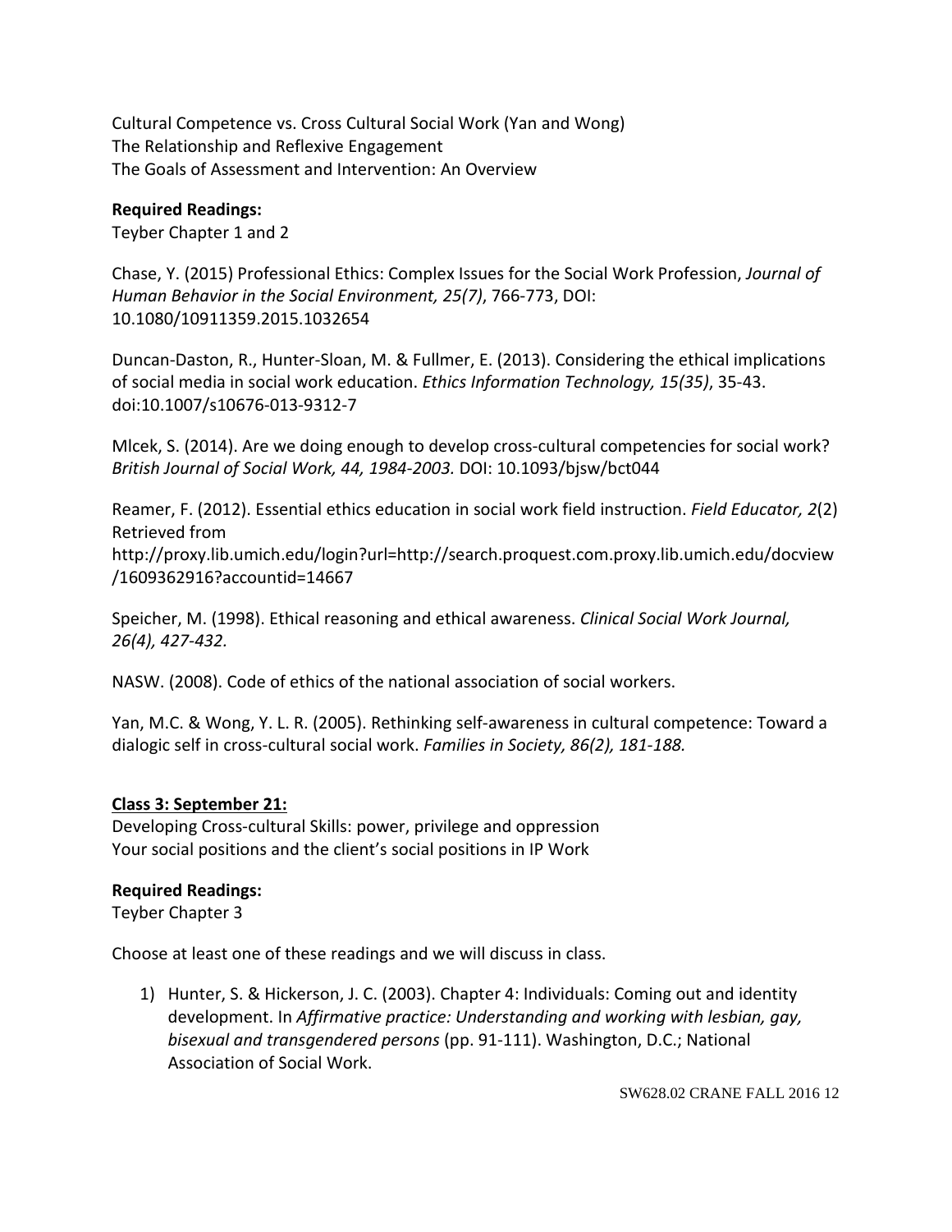Cultural Competence vs. Cross Cultural Social Work (Yan and Wong)
The Relationship and Reflexive Engagement
The Goals of Assessment and Intervention: An Overview

**Required Readings:**
Teyber Chapter 1 and 2

Chase, Y. (2015) Professional Ethics: Complex Issues for the Social Work Profession, *Journal of Human Behavior in the Social Environment, 25(7)*, 766-773, DOI: 10.1080/10911359.2015.1032654

Duncan-Daston, R., Hunter-Sloan, M. & Fullmer, E. (2013). Considering the ethical implications of social media in social work education. *Ethics Information Technology, 15(35)*, 35-43. doi:10.1007/s10676-013-9312-7

Mlcek, S. (2014). Are we doing enough to develop cross-cultural competencies for social work? *British Journal of Social Work, 44, 1984-2003.* DOI: 10.1093/bjsw/bct044

Reamer, F. (2012). Essential ethics education in social work field instruction. *Field Educator, 2*(2) Retrieved from http://proxy.lib.umich.edu/login?url=http://search.proquest.com.proxy.lib.umich.edu/docview/1609362916?accountid=14667

Speicher, M. (1998). Ethical reasoning and ethical awareness. *Clinical Social Work Journal, 26(4), 427-432.*

NASW. (2008). Code of ethics of the national association of social workers.

Yan, M.C. & Wong, Y. L. R. (2005). Rethinking self-awareness in cultural competence: Toward a dialogic self in cross-cultural social work. *Families in Society, 86(2), 181-188.*

**Class 3: September 21:**
Developing Cross-cultural Skills: power, privilege and oppression
Your social positions and the client's social positions in IP Work

**Required Readings:**
Teyber Chapter 3

Choose at least one of these readings and we will discuss in class.

1) Hunter, S. & Hickerson, J. C. (2003). Chapter 4: Individuals: Coming out and identity development. In *Affirmative practice: Understanding and working with lesbian, gay, bisexual and transgendered persons* (pp. 91-111). Washington, D.C.; National Association of Social Work.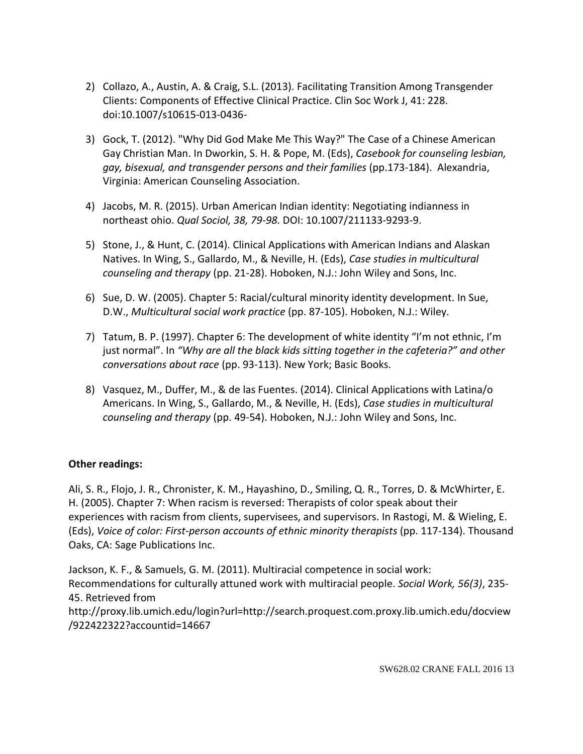2) Collazo, A., Austin, A. & Craig, S.L. (2013). Facilitating Transition Among Transgender Clients: Components of Effective Clinical Practice. Clin Soc Work J, 41: 228. doi:10.1007/s10615-013-0436-

3) Gock, T. (2012). "Why Did God Make Me This Way?" The Case of a Chinese American Gay Christian Man. In Dworkin, S. H. & Pope, M. (Eds), *Casebook for counseling lesbian, gay, bisexual, and transgender persons and their families* (pp.173-184). Alexandria, Virginia: American Counseling Association.

4) Jacobs, M. R. (2015). Urban American Indian identity: Negotiating indianness in northeast ohio. *Qual Sociol, 38, 79-98.* DOI: 10.1007/211133-9293-9.

5) Stone, J., & Hunt, C. (2014). Clinical Applications with American Indians and Alaskan Natives. In Wing, S., Gallardo, M., & Neville, H. (Eds), *Case studies in multicultural counseling and therapy* (pp. 21-28). Hoboken, N.J.: John Wiley and Sons, Inc.

6) Sue, D. W. (2005). Chapter 5: Racial/cultural minority identity development. In Sue, D.W., *Multicultural social work practice* (pp. 87-105). Hoboken, N.J.: Wiley.

7) Tatum, B. P. (1997). Chapter 6: The development of white identity "I'm not ethnic, I'm just normal". In *"Why are all the black kids sitting together in the cafeteria?" and other conversations about race* (pp. 93-113). New York; Basic Books.

8) Vasquez, M., Duffer, M., & de las Fuentes. (2014). Clinical Applications with Latina/o Americans. In Wing, S., Gallardo, M., & Neville, H. (Eds), *Case studies in multicultural counseling and therapy* (pp. 49-54). Hoboken, N.J.: John Wiley and Sons, Inc.

**Other readings:**

Ali, S. R., Flojo, J. R., Chronister, K. M., Hayashino, D., Smiling, Q. R., Torres, D. & McWhirter, E. H. (2005). Chapter 7: When racism is reversed: Therapists of color speak about their experiences with racism from clients, supervisees, and supervisors. In Rastogi, M. & Wieling, E. (Eds), *Voice of color: First-person accounts of ethnic minority therapists* (pp. 117-134). Thousand Oaks, CA: Sage Publications Inc.

Jackson, K. F., & Samuels, G. M. (2011). Multiracial competence in social work: Recommendations for culturally attuned work with multiracial people. *Social Work, 56(3)*, 235-45. Retrieved from http://proxy.lib.umich.edu/login?url=http://search.proquest.com.proxy.lib.umich.edu/docview/922422322?accountid=14667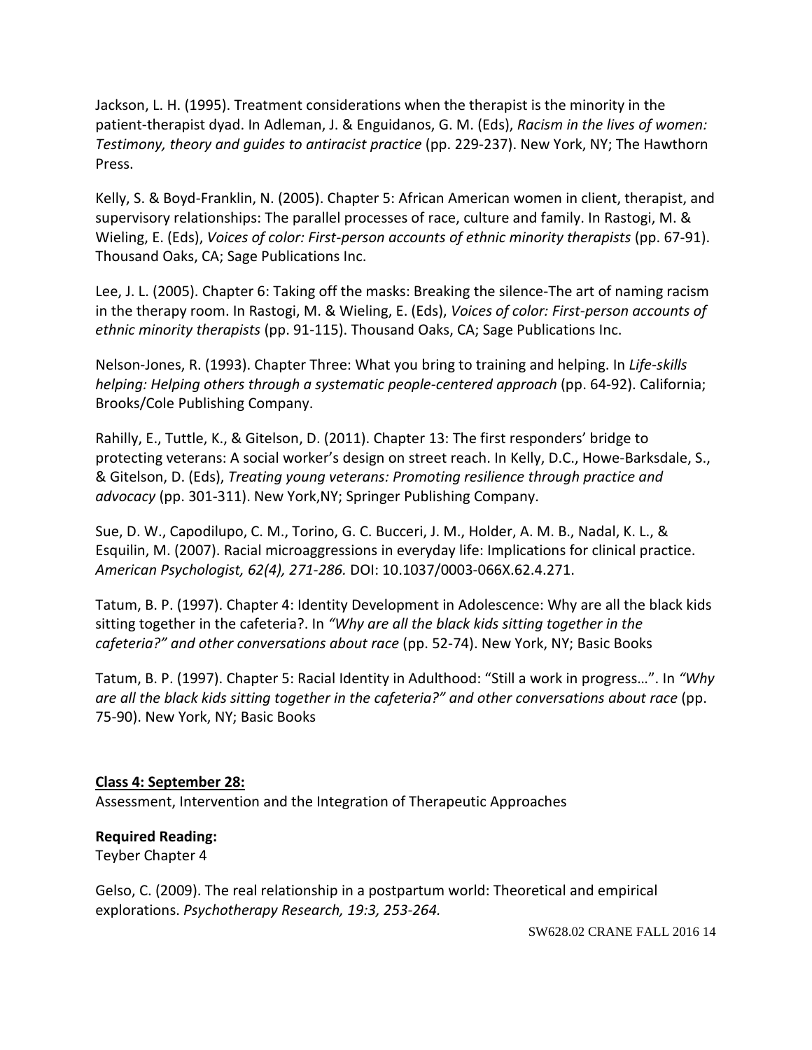Jackson, L. H. (1995). Treatment considerations when the therapist is the minority in the patient-therapist dyad. In Adleman, J. & Enguidanos, G. M. (Eds), *Racism in the lives of women: Testimony, theory and guides to antiracist practice* (pp. 229-237). New York, NY; The Hawthorn Press.

Kelly, S. & Boyd-Franklin, N. (2005). Chapter 5: African American women in client, therapist, and supervisory relationships: The parallel processes of race, culture and family. In Rastogi, M. & Wieling, E. (Eds), *Voices of color: First-person accounts of ethnic minority therapists* (pp. 67-91). Thousand Oaks, CA; Sage Publications Inc.

Lee, J. L. (2005). Chapter 6: Taking off the masks: Breaking the silence-The art of naming racism in the therapy room. In Rastogi, M. & Wieling, E. (Eds), *Voices of color: First-person accounts of ethnic minority therapists* (pp. 91-115). Thousand Oaks, CA; Sage Publications Inc.

Nelson-Jones, R. (1993). Chapter Three: What you bring to training and helping. In *Life-skills helping: Helping others through a systematic people-centered approach* (pp. 64-92). California; Brooks/Cole Publishing Company.

Rahilly, E., Tuttle, K., & Gitelson, D. (2011). Chapter 13: The first responders' bridge to protecting veterans: A social worker's design on street reach. In Kelly, D.C., Howe-Barksdale, S., & Gitelson, D. (Eds), *Treating young veterans: Promoting resilience through practice and advocacy* (pp. 301-311). New York,NY; Springer Publishing Company.

Sue, D. W., Capodilupo, C. M., Torino, G. C. Bucceri, J. M., Holder, A. M. B., Nadal, K. L., & Esquilin, M. (2007). Racial microaggressions in everyday life: Implications for clinical practice. *American Psychologist, 62(4), 271-286.* DOI: 10.1037/0003-066X.62.4.271.

Tatum, B. P. (1997). Chapter 4: Identity Development in Adolescence: Why are all the black kids sitting together in the cafeteria?. In *"Why are all the black kids sitting together in the cafeteria?" and other conversations about race* (pp. 52-74). New York, NY; Basic Books

Tatum, B. P. (1997). Chapter 5: Racial Identity in Adulthood: "Still a work in progress…". In *"Why are all the black kids sitting together in the cafeteria?" and other conversations about race* (pp. 75-90). New York, NY; Basic Books

**Class 4: September 28:**

Assessment, Intervention and the Integration of Therapeutic Approaches

**Required Reading:**

Teyber Chapter 4

Gelso, C. (2009). The real relationship in a postpartum world: Theoretical and empirical explorations. *Psychotherapy Research, 19:3, 253-264.*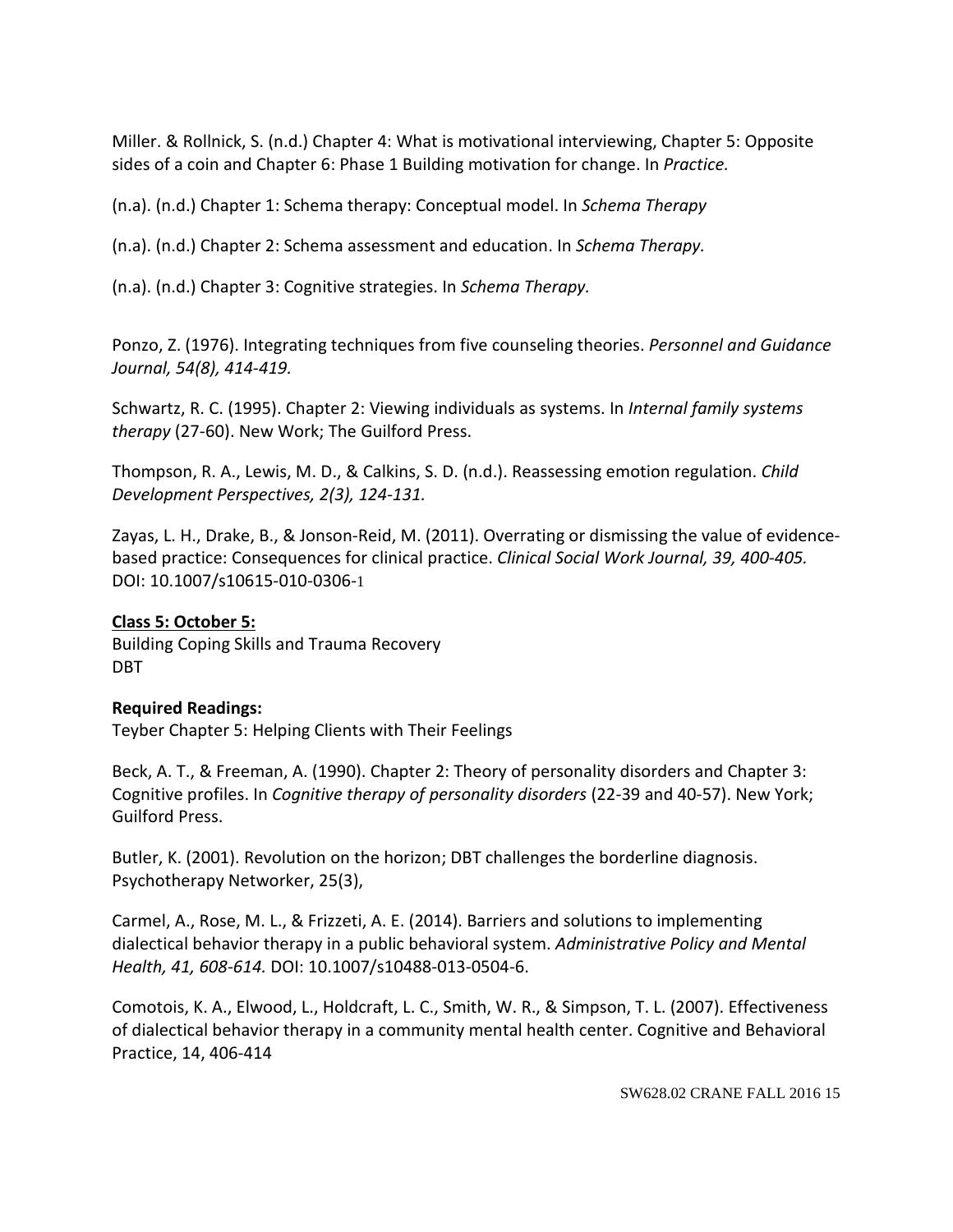Miller. & Rollnick, S. (n.d.) Chapter 4: What is motivational interviewing, Chapter 5: Opposite sides of a coin and Chapter 6: Phase 1 Building motivation for change. In *Practice.*

(n.a). (n.d.) Chapter 1: Schema therapy: Conceptual model. In *Schema Therapy*

(n.a). (n.d.) Chapter 2: Schema assessment and education. In *Schema Therapy.*

(n.a). (n.d.) Chapter 3: Cognitive strategies. In *Schema Therapy.*

Ponzo, Z. (1976). Integrating techniques from five counseling theories. *Personnel and Guidance Journal, 54(8), 414-419.*

Schwartz, R. C. (1995). Chapter 2: Viewing individuals as systems. In *Internal family systems therapy* (27-60). New Work; The Guilford Press.

Thompson, R. A., Lewis, M. D., & Calkins, S. D. (n.d.). Reassessing emotion regulation. *Child Development Perspectives, 2(3), 124-131.*

Zayas, L. H., Drake, B., & Jonson-Reid, M. (2011). Overrating or dismissing the value of evidence-based practice: Consequences for clinical practice. *Clinical Social Work Journal, 39, 400-405.* DOI: 10.1007/s10615-010-0306-1

**Class 5: October 5:**
Building Coping Skills and Trauma Recovery
DBT

**Required Readings:**
Teyber Chapter 5: Helping Clients with Their Feelings

Beck, A. T., & Freeman, A. (1990). Chapter 2: Theory of personality disorders and Chapter 3: Cognitive profiles. In *Cognitive therapy of personality disorders* (22-39 and 40-57). New York; Guilford Press.

Butler, K. (2001). Revolution on the horizon; DBT challenges the borderline diagnosis. Psychotherapy Networker, 25(3),

Carmel, A., Rose, M. L., & Frizzeti, A. E. (2014). Barriers and solutions to implementing dialectical behavior therapy in a public behavioral system. *Administrative Policy and Mental Health, 41, 608-614.* DOI: 10.1007/s10488-013-0504-6.

Comotois, K. A., Elwood, L., Holdcraft, L. C., Smith, W. R., & Simpson, T. L. (2007). Effectiveness of dialectical behavior therapy in a community mental health center. Cognitive and Behavioral Practice, 14, 406-414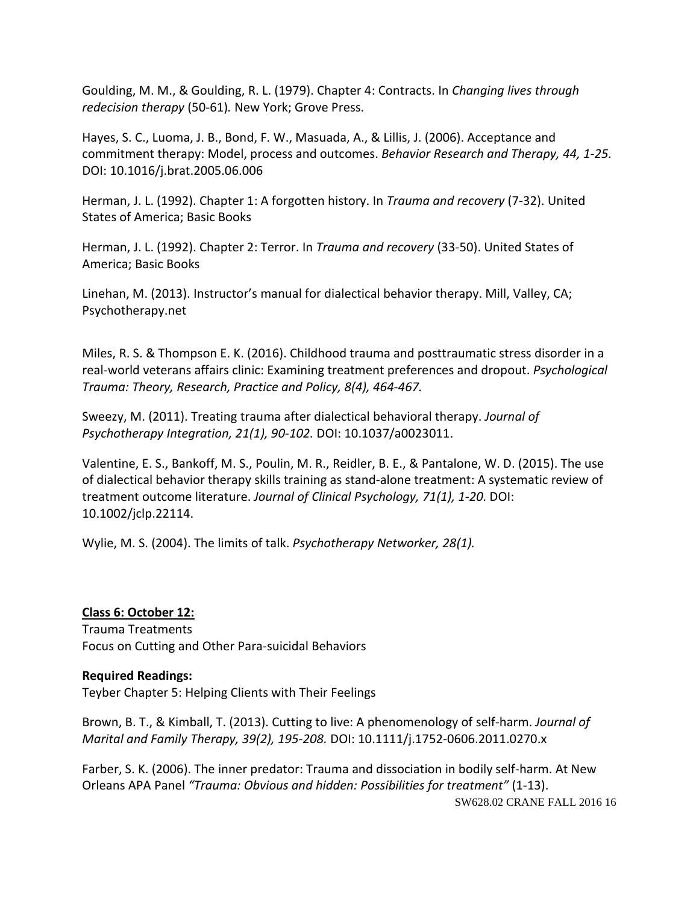Goulding, M. M., & Goulding, R. L. (1979). Chapter 4: Contracts. In *Changing lives through redecision therapy* (50-61)*.* New York; Grove Press.

Hayes, S. C., Luoma, J. B., Bond, F. W., Masuada, A., & Lillis, J. (2006). Acceptance and commitment therapy: Model, process and outcomes. *Behavior Research and Therapy, 44, 1-25.* DOI: 10.1016/j.brat.2005.06.006

Herman, J. L. (1992). Chapter 1: A forgotten history. In *Trauma and recovery* (7-32). United States of America; Basic Books

Herman, J. L. (1992). Chapter 2: Terror. In *Trauma and recovery* (33-50). United States of America; Basic Books

Linehan, M. (2013). Instructor's manual for dialectical behavior therapy. Mill, Valley, CA; Psychotherapy.net

Miles, R. S. & Thompson E. K. (2016). Childhood trauma and posttraumatic stress disorder in a real-world veterans affairs clinic: Examining treatment preferences and dropout. *Psychological Trauma: Theory, Research, Practice and Policy, 8(4), 464-467.*

Sweezy, M. (2011). Treating trauma after dialectical behavioral therapy. *Journal of Psychotherapy Integration, 21(1), 90-102.* DOI: 10.1037/a0023011.

Valentine, E. S., Bankoff, M. S., Poulin, M. R., Reidler, B. E., & Pantalone, W. D. (2015). The use of dialectical behavior therapy skills training as stand-alone treatment: A systematic review of treatment outcome literature. *Journal of Clinical Psychology, 71(1), 1-20.* DOI: 10.1002/jclp.22114.

Wylie, M. S. (2004). The limits of talk. *Psychotherapy Networker, 28(1).*

**Class 6: October 12:**
Trauma Treatments
Focus on Cutting and Other Para-suicidal Behaviors

**Required Readings:**
Teyber Chapter 5: Helping Clients with Their Feelings

Brown, B. T., & Kimball, T. (2013). Cutting to live: A phenomenology of self-harm. *Journal of Marital and Family Therapy, 39(2), 195-208.* DOI: 10.1111/j.1752-0606.2011.0270.x

Farber, S. K. (2006). The inner predator: Trauma and dissociation in bodily self-harm. At New Orleans APA Panel *"Trauma: Obvious and hidden: Possibilities for treatment"* (1-13).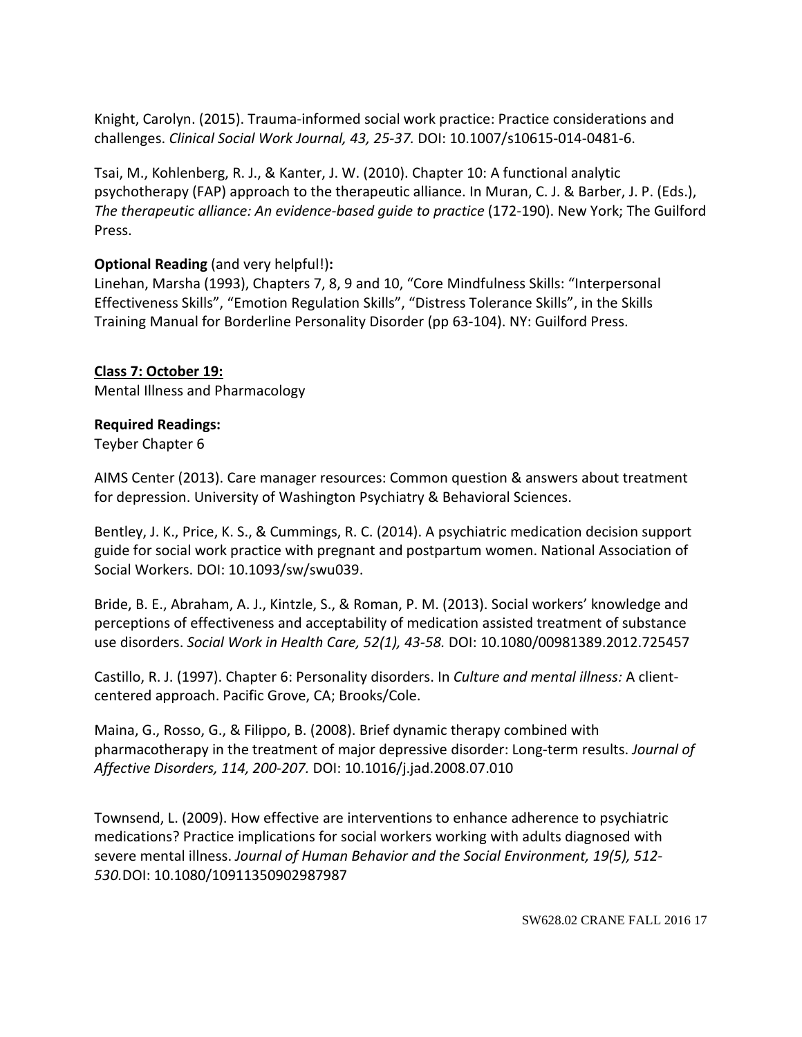Knight, Carolyn. (2015). Trauma-informed social work practice: Practice considerations and challenges. *Clinical Social Work Journal, 43, 25-37.* DOI: 10.1007/s10615-014-0481-6.

Tsai, M., Kohlenberg, R. J., & Kanter, J. W. (2010). Chapter 10: A functional analytic psychotherapy (FAP) approach to the therapeutic alliance. In Muran, C. J. & Barber, J. P. (Eds.), *The therapeutic alliance: An evidence-based guide to practice* (172-190). New York; The Guilford Press.

**Optional Reading** (and very helpful!)**:**
Linehan, Marsha (1993), Chapters 7, 8, 9 and 10, "Core Mindfulness Skills: "Interpersonal Effectiveness Skills", "Emotion Regulation Skills", "Distress Tolerance Skills", in the Skills Training Manual for Borderline Personality Disorder (pp 63-104). NY: Guilford Press.

**Class 7: October 19:**
Mental Illness and Pharmacology

**Required Readings:**
Teyber Chapter 6

AIMS Center (2013). Care manager resources: Common question & answers about treatment for depression. University of Washington Psychiatry & Behavioral Sciences.

Bentley, J. K., Price, K. S., & Cummings, R. C. (2014). A psychiatric medication decision support guide for social work practice with pregnant and postpartum women. National Association of Social Workers. DOI: 10.1093/sw/swu039.

Bride, B. E., Abraham, A. J., Kintzle, S., & Roman, P. M. (2013). Social workers' knowledge and perceptions of effectiveness and acceptability of medication assisted treatment of substance use disorders. *Social Work in Health Care, 52(1), 43-58.* DOI: 10.1080/00981389.2012.725457

Castillo, R. J. (1997). Chapter 6: Personality disorders. In *Culture and mental illness:* A client-centered approach. Pacific Grove, CA; Brooks/Cole.

Maina, G., Rosso, G., & Filippo, B. (2008). Brief dynamic therapy combined with pharmacotherapy in the treatment of major depressive disorder: Long-term results. *Journal of Affective Disorders, 114, 200-207.* DOI: 10.1016/j.jad.2008.07.010

Townsend, L. (2009). How effective are interventions to enhance adherence to psychiatric medications? Practice implications for social workers working with adults diagnosed with severe mental illness. *Journal of Human Behavior and the Social Environment, 19(5), 512-530.*DOI: 10.1080/10911350902987987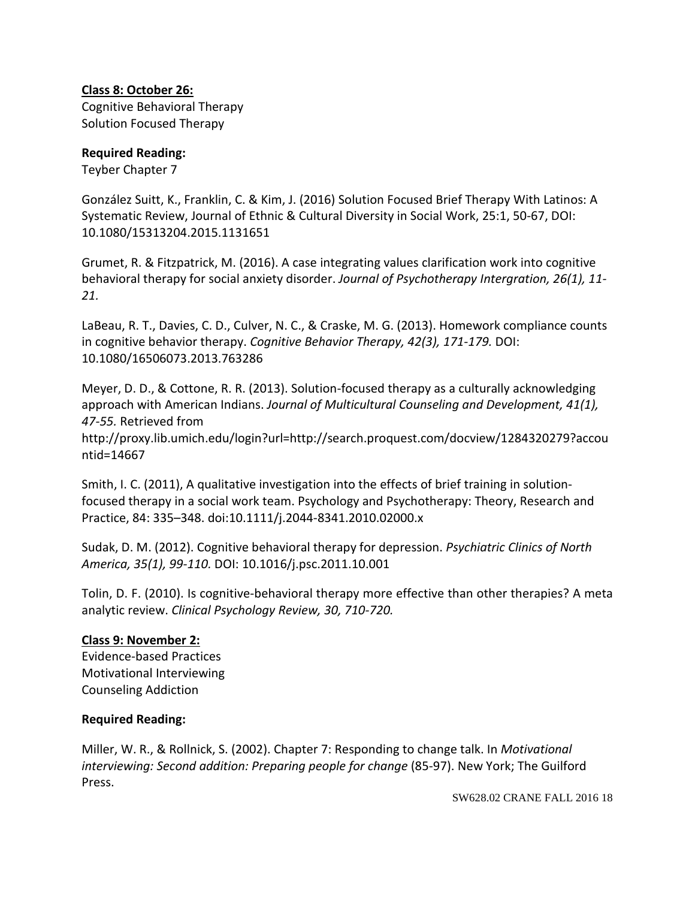**Class 8: October 26:**
Cognitive Behavioral Therapy
Solution Focused Therapy

**Required Reading:**
Teyber Chapter 7

González Suitt, K., Franklin, C. & Kim, J. (2016) Solution Focused Brief Therapy With Latinos: A Systematic Review, Journal of Ethnic & Cultural Diversity in Social Work, 25:1, 50-67, DOI: 10.1080/15313204.2015.1131651

Grumet, R. & Fitzpatrick, M. (2016). A case integrating values clarification work into cognitive behavioral therapy for social anxiety disorder. *Journal of Psychotherapy Intergration, 26(1), 11-21.*

LaBeau, R. T., Davies, C. D., Culver, N. C., & Craske, M. G. (2013). Homework compliance counts in cognitive behavior therapy. *Cognitive Behavior Therapy, 42(3), 171-179.* DOI: 10.1080/16506073.2013.763286

Meyer, D. D., & Cottone, R. R. (2013). Solution-focused therapy as a culturally acknowledging approach with American Indians. *Journal of Multicultural Counseling and Development, 41(1), 47-55.* Retrieved from http://proxy.lib.umich.edu/login?url=http://search.proquest.com/docview/1284320279?accountid=14667

Smith, I. C. (2011), A qualitative investigation into the effects of brief training in solution-focused therapy in a social work team. Psychology and Psychotherapy: Theory, Research and Practice, 84: 335–348. doi:10.1111/j.2044-8341.2010.02000.x

Sudak, D. M. (2012). Cognitive behavioral therapy for depression. *Psychiatric Clinics of North America, 35(1), 99-110.* DOI: 10.1016/j.psc.2011.10.001

Tolin, D. F. (2010). Is cognitive-behavioral therapy more effective than other therapies? A meta analytic review. *Clinical Psychology Review, 30, 710-720.*

**Class 9: November 2:**
Evidence-based Practices
Motivational Interviewing
Counseling Addiction

**Required Reading:**

Miller, W. R., & Rollnick, S. (2002). Chapter 7: Responding to change talk. In *Motivational interviewing: Second addition: Preparing people for change* (85-97). New York; The Guilford Press.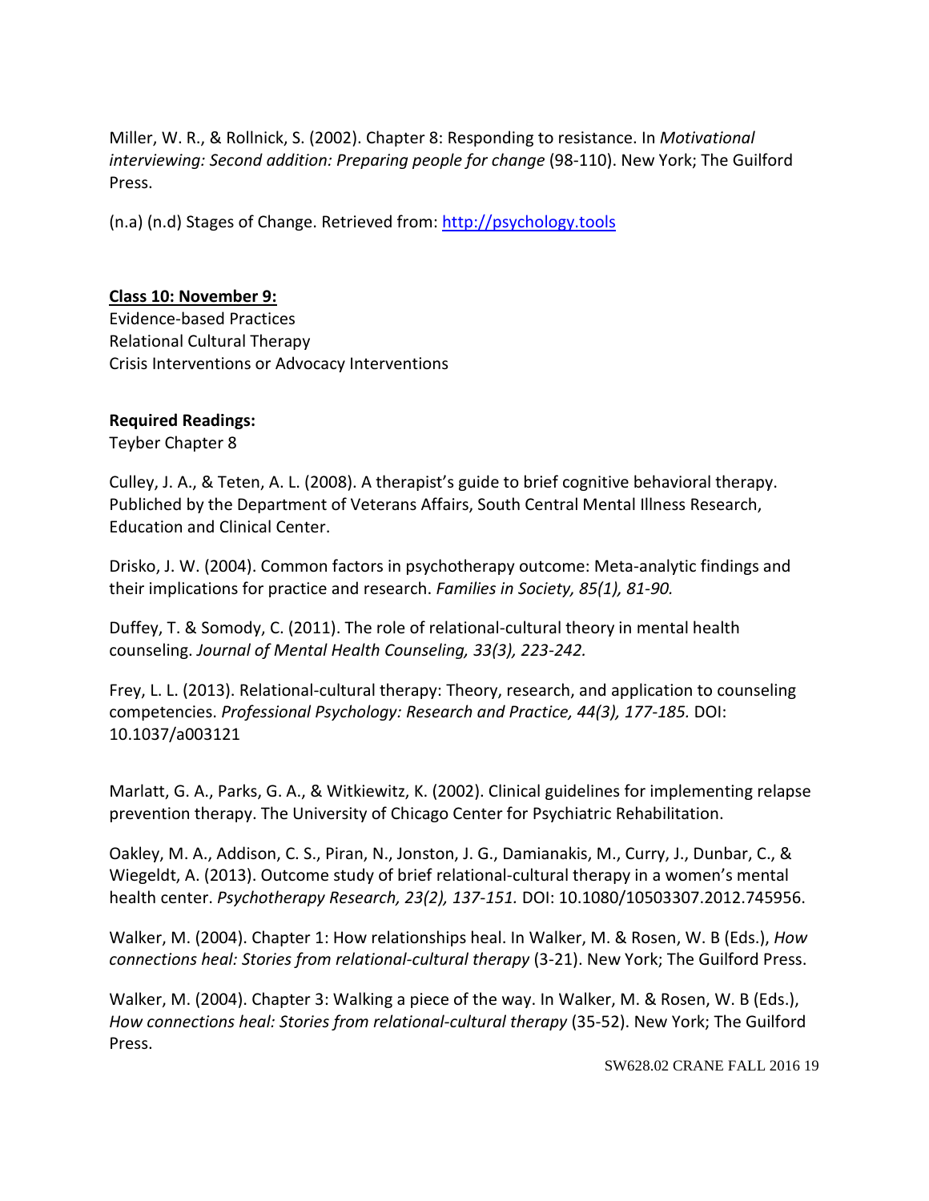Miller, W. R., & Rollnick, S. (2002). Chapter 8: Responding to resistance. In *Motivational interviewing: Second addition: Preparing people for change* (98-110). New York; The Guilford Press.

(n.a) (n.d) Stages of Change. Retrieved from: http://psychology.tools

**Class 10: November 9:**
Evidence-based Practices
Relational Cultural Therapy
Crisis Interventions or Advocacy Interventions

**Required Readings:**
Teyber Chapter 8

Culley, J. A., & Teten, A. L. (2008). A therapist's guide to brief cognitive behavioral therapy. Publiched by the Department of Veterans Affairs, South Central Mental Illness Research, Education and Clinical Center.

Drisko, J. W. (2004). Common factors in psychotherapy outcome: Meta-analytic findings and their implications for practice and research. *Families in Society, 85(1), 81-90.*

Duffey, T. & Somody, C. (2011). The role of relational-cultural theory in mental health counseling. *Journal of Mental Health Counseling, 33(3), 223-242.*

Frey, L. L. (2013). Relational-cultural therapy: Theory, research, and application to counseling competencies. *Professional Psychology: Research and Practice, 44(3), 177-185.* DOI: 10.1037/a003121

Marlatt, G. A., Parks, G. A., & Witkiewitz, K. (2002). Clinical guidelines for implementing relapse prevention therapy. The University of Chicago Center for Psychiatric Rehabilitation.

Oakley, M. A., Addison, C. S., Piran, N., Jonston, J. G., Damianakis, M., Curry, J., Dunbar, C., & Wiegeldt, A. (2013). Outcome study of brief relational-cultural therapy in a women's mental health center. *Psychotherapy Research, 23(2), 137-151.* DOI: 10.1080/10503307.2012.745956.

Walker, M. (2004). Chapter 1: How relationships heal. In Walker, M. & Rosen, W. B (Eds.), *How connections heal: Stories from relational-cultural therapy* (3-21). New York; The Guilford Press.

Walker, M. (2004). Chapter 3: Walking a piece of the way. In Walker, M. & Rosen, W. B (Eds.), *How connections heal: Stories from relational-cultural therapy* (35-52). New York; The Guilford Press.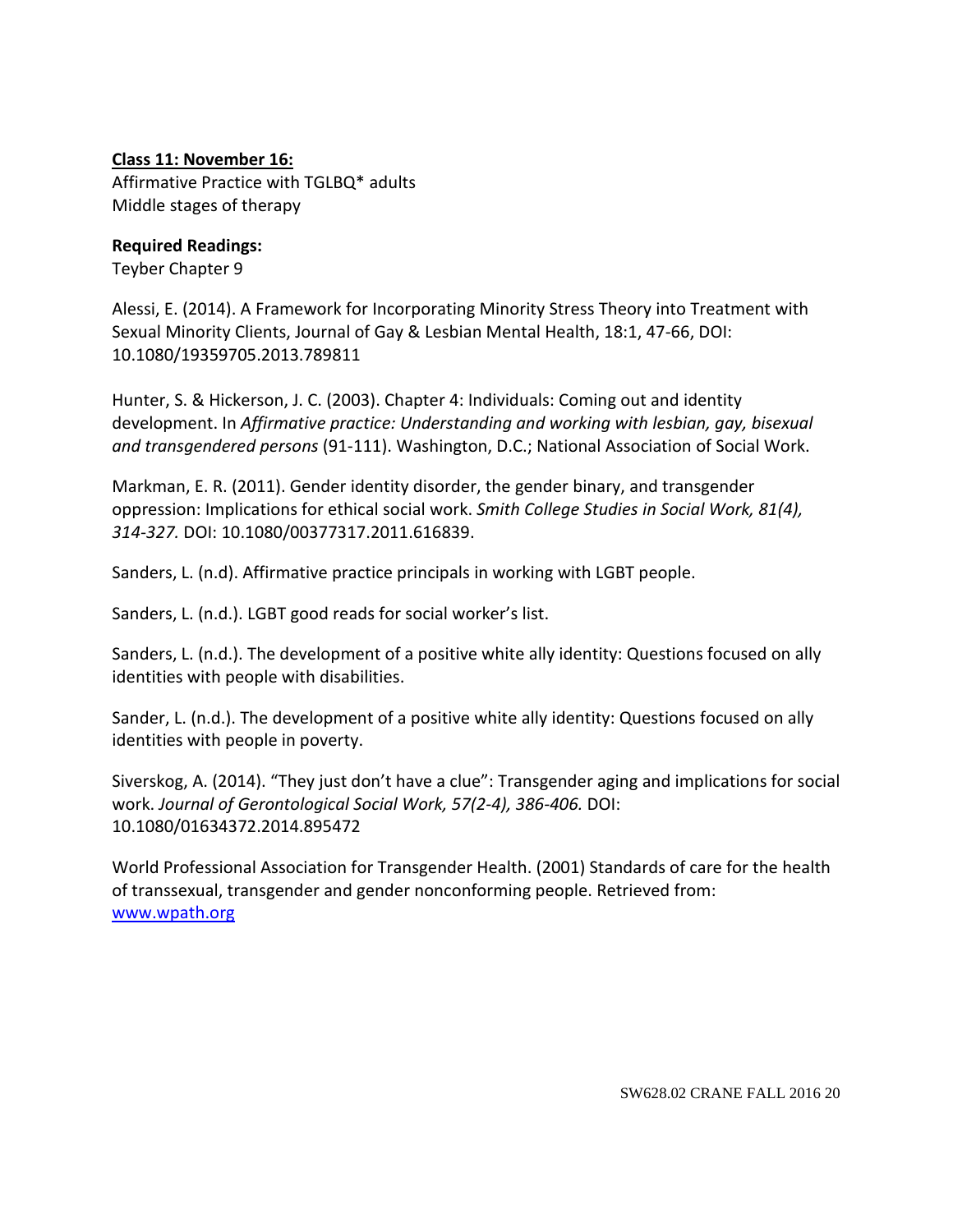**<u>Class 11: November 16:</u>**
Affirmative Practice with TGLBQ* adults
Middle stages of therapy

**Required Readings:**
Teyber Chapter 9

Alessi, E. (2014). A Framework for Incorporating Minority Stress Theory into Treatment with Sexual Minority Clients, Journal of Gay & Lesbian Mental Health, 18:1, 47-66, DOI: 10.1080/19359705.2013.789811

Hunter, S. & Hickerson, J. C. (2003). Chapter 4: Individuals: Coming out and identity development. In *Affirmative practice: Understanding and working with lesbian, gay, bisexual and transgendered persons* (91-111). Washington, D.C.; National Association of Social Work.

Markman, E. R. (2011). Gender identity disorder, the gender binary, and transgender oppression: Implications for ethical social work. *Smith College Studies in Social Work, 81(4), 314-327.* DOI: 10.1080/00377317.2011.616839.

Sanders, L. (n.d). Affirmative practice principals in working with LGBT people.

Sanders, L. (n.d.). LGBT good reads for social worker's list.

Sanders, L. (n.d.). The development of a positive white ally identity: Questions focused on ally identities with people with disabilities.

Sander, L. (n.d.). The development of a positive white ally identity: Questions focused on ally identities with people in poverty.

Siverskog, A. (2014). "They just don't have a clue": Transgender aging and implications for social work. *Journal of Gerontological Social Work, 57(2-4), 386-406.* DOI: 10.1080/01634372.2014.895472

World Professional Association for Transgender Health. (2001) Standards of care for the health of transsexual, transgender and gender nonconforming people. Retrieved from: [www.wpath.org](http://www.wpath.org)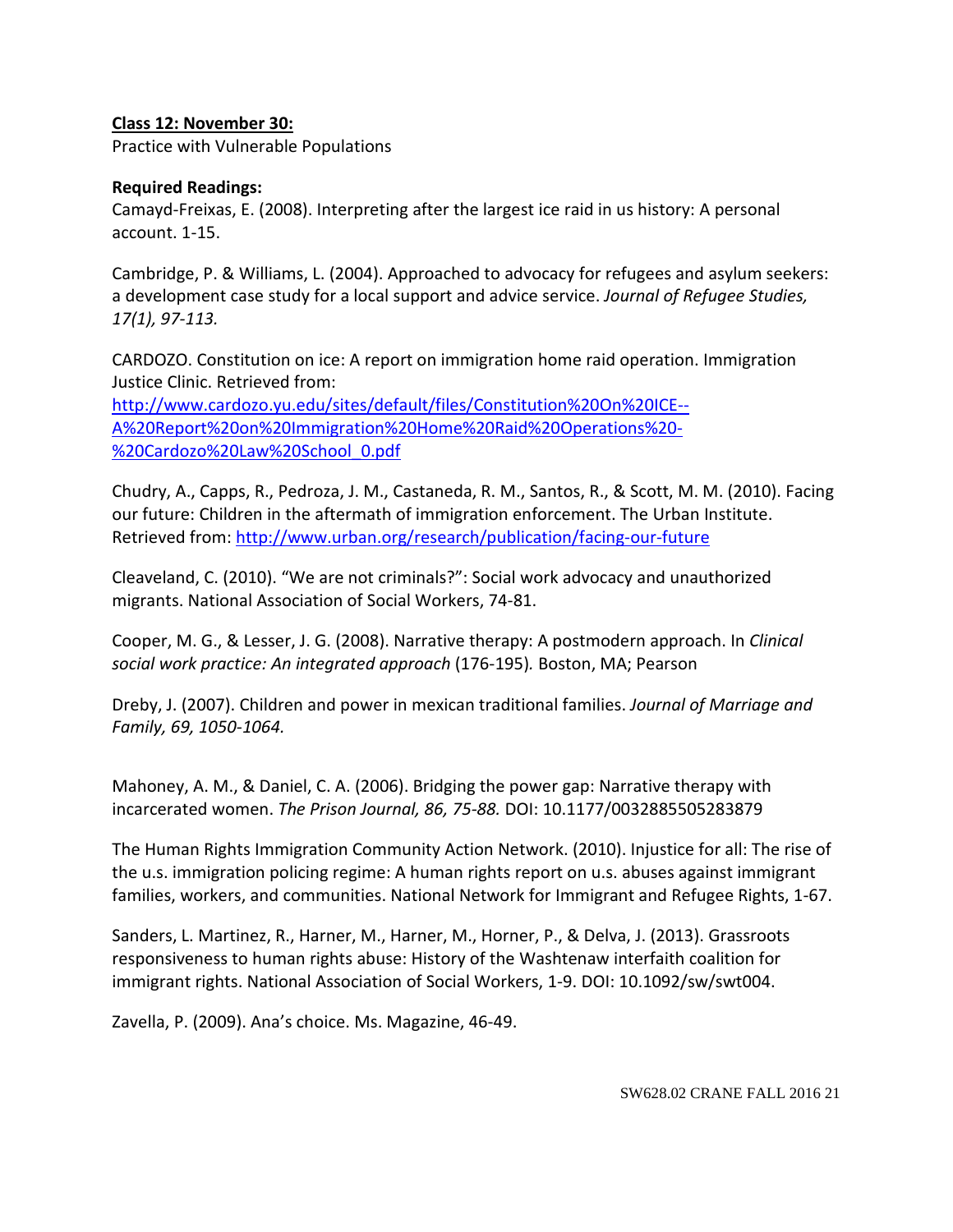**<u>Class 12: November 30:</u>**
Practice with Vulnerable Populations

**Required Readings:**
Camayd-Freixas, E. (2008). Interpreting after the largest ice raid in us history: A personal account. 1-15.

Cambridge, P. & Williams, L. (2004). Approached to advocacy for refugees and asylum seekers: a development case study for a local support and advice service. *Journal of Refugee Studies, 17(1), 97-113.*

CARDOZO. Constitution on ice: A report on immigration home raid operation. Immigration Justice Clinic. Retrieved from: [http://www.cardozo.yu.edu/sites/default/files/Constitution%20On%20ICE--A%20Report%20on%20Immigration%20Home%20Raid%20Operations%20-%20Cardozo%20Law%20School_0.pdf](http://www.cardozo.yu.edu/sites/default/files/Constitution%20On%20ICE--A%20Report%20on%20Immigration%20Home%20Raid%20Operations%20-%20Cardozo%20Law%20School_0.pdf)

Chudry, A., Capps, R., Pedroza, J. M., Castaneda, R. M., Santos, R., & Scott, M. M. (2010). Facing our future: Children in the aftermath of immigration enforcement. The Urban Institute. Retrieved from: [http://www.urban.org/research/publication/facing-our-future](http://www.urban.org/research/publication/facing-our-future)

Cleaveland, C. (2010). "We are not criminals?": Social work advocacy and unauthorized migrants. National Association of Social Workers, 74-81.

Cooper, M. G., & Lesser, J. G. (2008). Narrative therapy: A postmodern approach. In *Clinical social work practice: An integrated approach* (176-195)*.* Boston, MA; Pearson

Dreby, J. (2007). Children and power in mexican traditional families. *Journal of Marriage and Family, 69, 1050-1064.*

Mahoney, A. M., & Daniel, C. A. (2006). Bridging the power gap: Narrative therapy with incarcerated women. *The Prison Journal, 86, 75-88.* DOI: 10.1177/0032885505283879

The Human Rights Immigration Community Action Network. (2010). Injustice for all: The rise of the u.s. immigration policing regime: A human rights report on u.s. abuses against immigrant families, workers, and communities. National Network for Immigrant and Refugee Rights, 1-67.

Sanders, L. Martinez, R., Harner, M., Harner, M., Horner, P., & Delva, J. (2013). Grassroots responsiveness to human rights abuse: History of the Washtenaw interfaith coalition for immigrant rights. National Association of Social Workers, 1-9. DOI: 10.1092/sw/swt004.

Zavella, P. (2009). Ana's choice. Ms. Magazine, 46-49.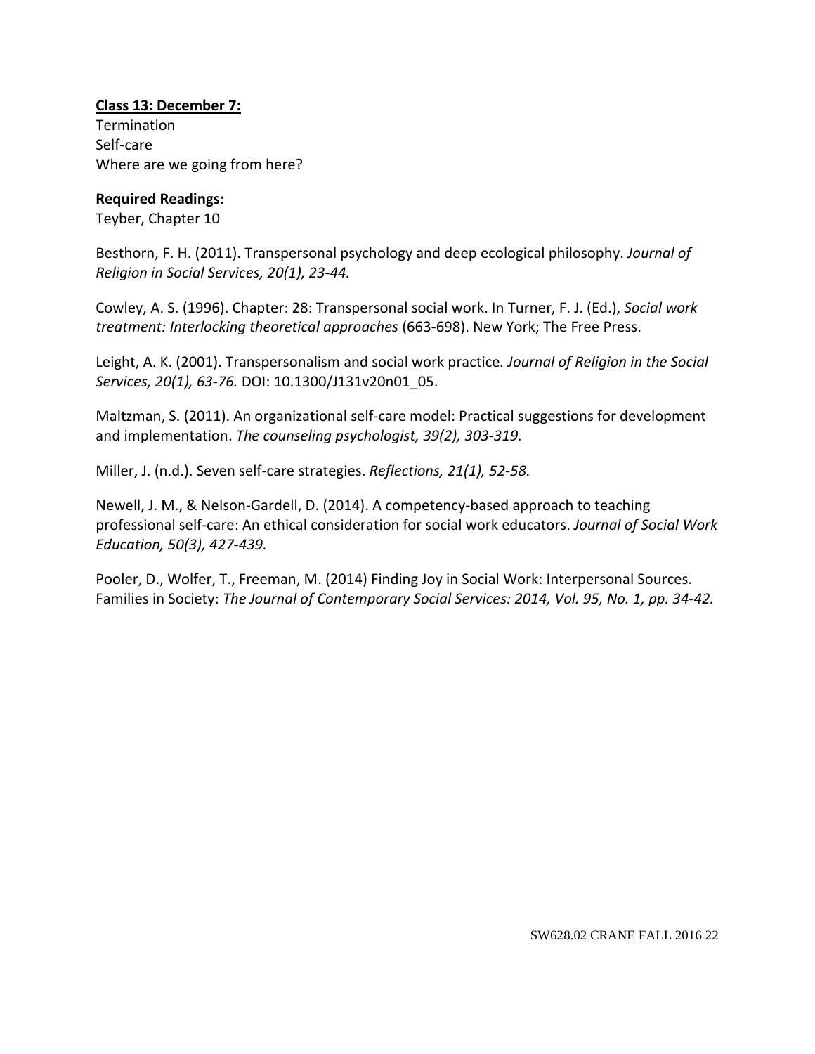**<u>Class 13: December 7:</u>**
Termination
Self-care
Where are we going from here?

**Required Readings:**
Teyber, Chapter 10

Besthorn, F. H. (2011). Transpersonal psychology and deep ecological philosophy. *Journal of Religion in Social Services, 20(1), 23-44.*

Cowley, A. S. (1996). Chapter: 28: Transpersonal social work. In Turner, F. J. (Ed.), *Social work treatment: Interlocking theoretical approaches* (663-698). New York; The Free Press.

Leight, A. K. (2001). Transpersonalism and social work practice*. Journal of Religion in the Social Services, 20(1), 63-76.* DOI: 10.1300/J131v20n01_05.

Maltzman, S. (2011). An organizational self-care model: Practical suggestions for development and implementation. *The counseling psychologist, 39(2), 303-319.*

Miller, J. (n.d.). Seven self-care strategies. *Reflections, 21(1), 52-58.*

Newell, J. M., & Nelson-Gardell, D. (2014). A competency-based approach to teaching professional self-care: An ethical consideration for social work educators. *Journal of Social Work Education, 50(3), 427-439.*

Pooler, D., Wolfer, T., Freeman, M. (2014) Finding Joy in Social Work: Interpersonal Sources. Families in Society: *The Journal of Contemporary Social Services: 2014, Vol. 95, No. 1, pp. 34-42.*